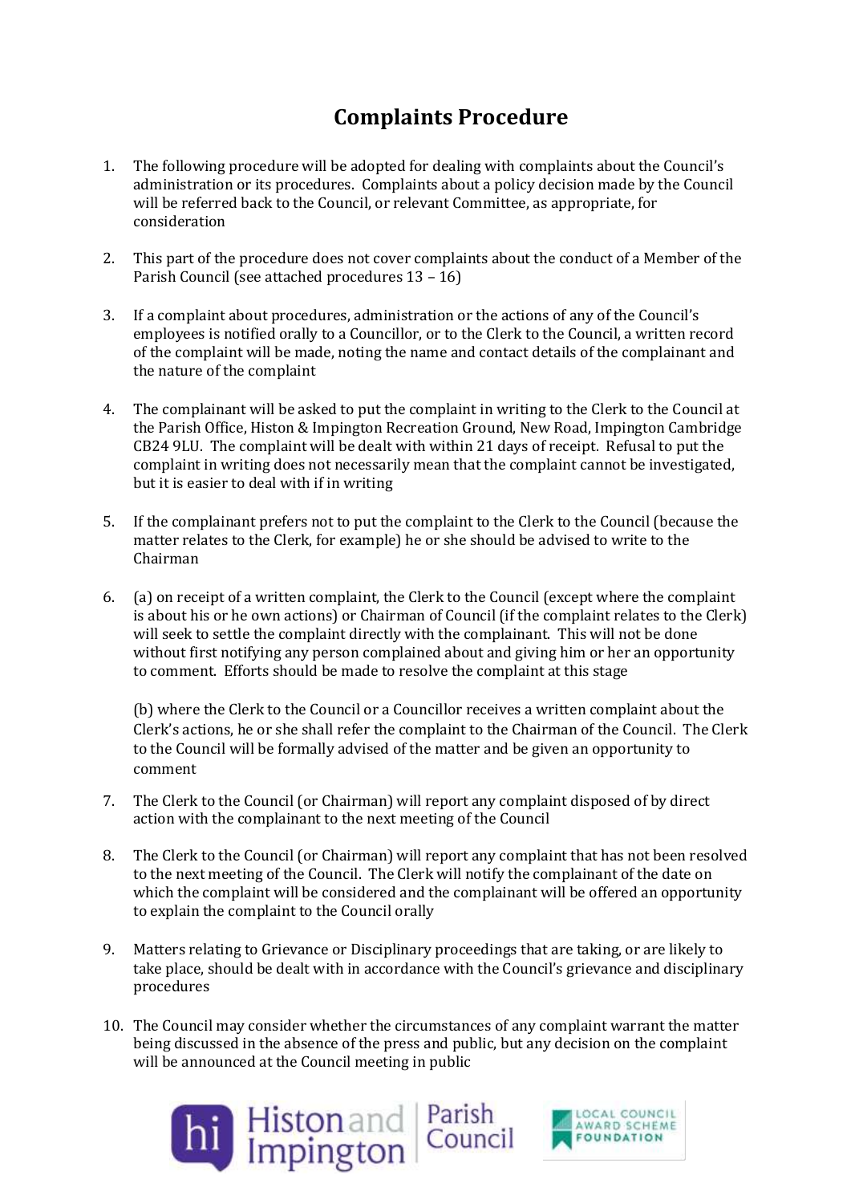# Complaints Procedure

1. The following procedure will be adopted for dealing with complaints about the Council's administration or its procedures. Complaints about a policy decision made by the Council will be referred back to the Council, or relevant Committee, as appropriate, for consideration

2. This part of the procedure does not cover complaints about the conduct of a Member of the Parish Council (see attached procedures 13 – 16)

3. If a complaint about procedures, administration or the actions of any of the Council's employees is notified orally to a Councillor, or to the Clerk to the Council, a written record of the complaint will be made, noting the name and contact details of the complainant and the nature of the complaint

4. The complainant will be asked to put the complaint in writing to the Clerk to the Council at the Parish Office, Histon & Impington Recreation Ground, New Road, Impington Cambridge CB24 9LU. The complaint will be dealt with within 21 days of receipt. Refusal to put the complaint in writing does not necessarily mean that the complaint cannot be investigated, but it is easier to deal with if in writing

5. If the complainant prefers not to put the complaint to the Clerk to the Council (because the matter relates to the Clerk, for example) he or she should be advised to write to the Chairman

6. (a) on receipt of a written complaint, the Clerk to the Council (except where the complaint is about his or he own actions) or Chairman of Council (if the complaint relates to the Clerk) will seek to settle the complaint directly with the complainant. This will not be done without first notifying any person complained about and giving him or her an opportunity to comment. Efforts should be made to resolve the complaint at this stage

   (b) where the Clerk to the Council or a Councillor receives a written complaint about the Clerk's actions, he or she shall refer the complaint to the Chairman of the Council. The Clerk to the Council will be formally advised of the matter and be given an opportunity to comment

7. The Clerk to the Council (or Chairman) will report any complaint disposed of by direct action with the complainant to the next meeting of the Council

8. The Clerk to the Council (or Chairman) will report any complaint that has not been resolved to the next meeting of the Council. The Clerk will notify the complainant of the date on which the complaint will be considered and the complainant will be offered an opportunity to explain the complaint to the Council orally

9. Matters relating to Grievance or Disciplinary proceedings that are taking, or are likely to take place, should be dealt with in accordance with the Council's grievance and disciplinary procedures

10. The Council may consider whether the circumstances of any complaint warrant the matter being discussed in the absence of the press and public, but any decision on the complaint will be announced at the Council meeting in public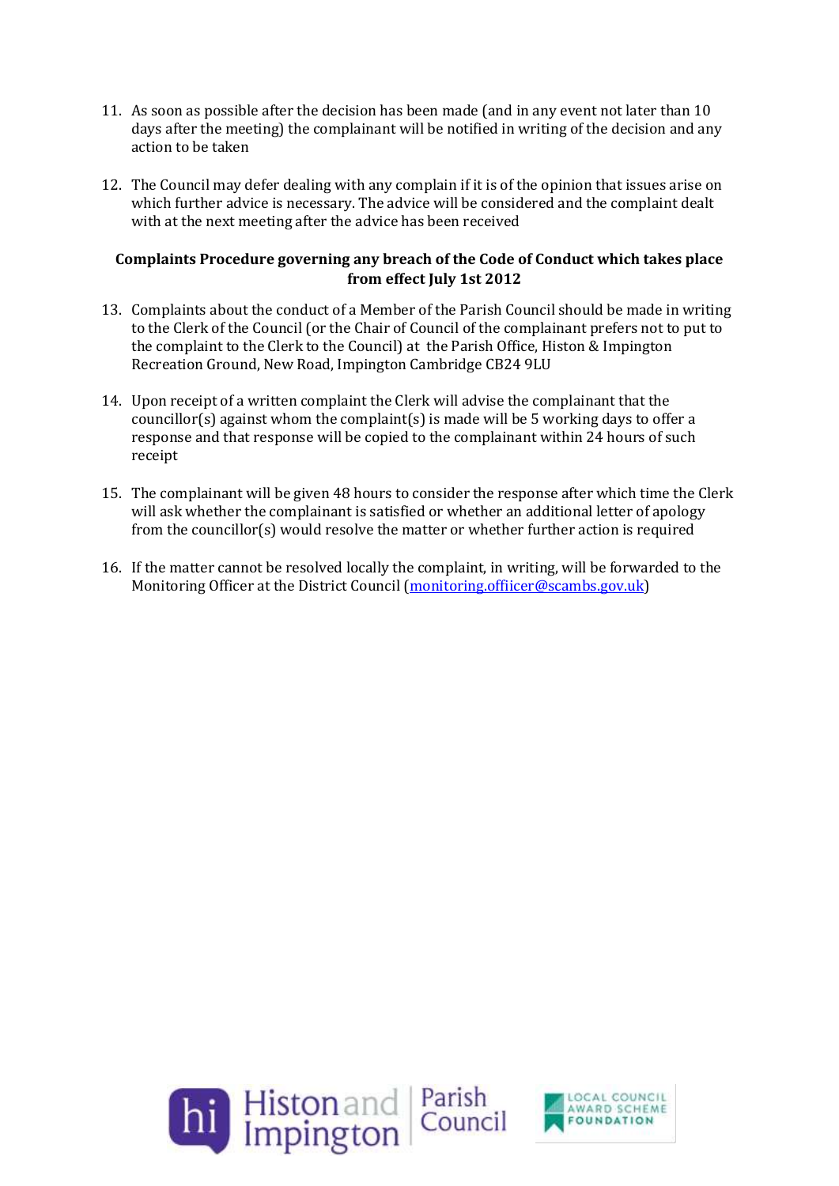11. As soon as possible after the decision has been made (and in any event not later than 10 days after the meeting) the complainant will be notified in writing of the decision and any action to be taken

12. The Council may defer dealing with any complain if it is of the opinion that issues arise on which further advice is necessary. The advice will be considered and the complaint dealt with at the next meeting after the advice has been received

**Complaints Procedure governing any breach of the Code of Conduct which takes place from effect July 1st 2012**

13. Complaints about the conduct of a Member of the Parish Council should be made in writing to the Clerk of the Council (or the Chair of Council of the complainant prefers not to put to the complaint to the Clerk to the Council) at the Parish Office, Histon & Impington Recreation Ground, New Road, Impington Cambridge CB24 9LU

14. Upon receipt of a written complaint the Clerk will advise the complainant that the councillor(s) against whom the complaint(s) is made will be 5 working days to offer a response and that response will be copied to the complainant within 24 hours of such receipt

15. The complainant will be given 48 hours to consider the response after which time the Clerk will ask whether the complainant is satisfied or whether an additional letter of apology from the councillor(s) would resolve the matter or whether further action is required

16. If the matter cannot be resolved locally the complaint, in writing, will be forwarded to the Monitoring Officer at the District Council (monitoring.offiicer@scambs.gov.uk)